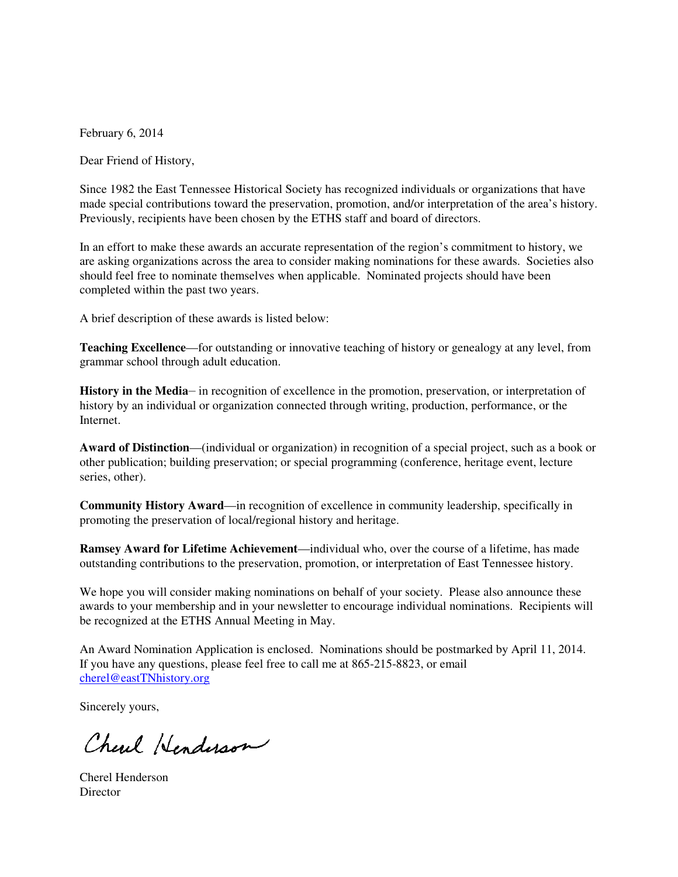February 6, 2014

Dear Friend of History,

Since 1982 the East Tennessee Historical Society has recognized individuals or organizations that have made special contributions toward the preservation, promotion, and/or interpretation of the area's history. Previously, recipients have been chosen by the ETHS staff and board of directors.

In an effort to make these awards an accurate representation of the region's commitment to history, we are asking organizations across the area to consider making nominations for these awards. Societies also should feel free to nominate themselves when applicable. Nominated projects should have been completed within the past two years.

A brief description of these awards is listed below:

**Teaching Excellence**—for outstanding or innovative teaching of history or genealogy at any level, from grammar school through adult education.

**History in the Media**– in recognition of excellence in the promotion, preservation, or interpretation of history by an individual or organization connected through writing, production, performance, or the Internet.

**Award of Distinction**—(individual or organization) in recognition of a special project, such as a book or other publication; building preservation; or special programming (conference, heritage event, lecture series, other).

**Community History Award**—in recognition of excellence in community leadership, specifically in promoting the preservation of local/regional history and heritage.

**Ramsey Award for Lifetime Achievement**—individual who, over the course of a lifetime, has made outstanding contributions to the preservation, promotion, or interpretation of East Tennessee history.

We hope you will consider making nominations on behalf of your society. Please also announce these awards to your membership and in your newsletter to encourage individual nominations. Recipients will be recognized at the ETHS Annual Meeting in May.

An Award Nomination Application is enclosed. Nominations should be postmarked by April 11, 2014. If you have any questions, please feel free to call me at 865-215-8823, or email cherel@eastTNhistory.org

Sincerely yours,

Cherel Henderson

Cherel Henderson
Director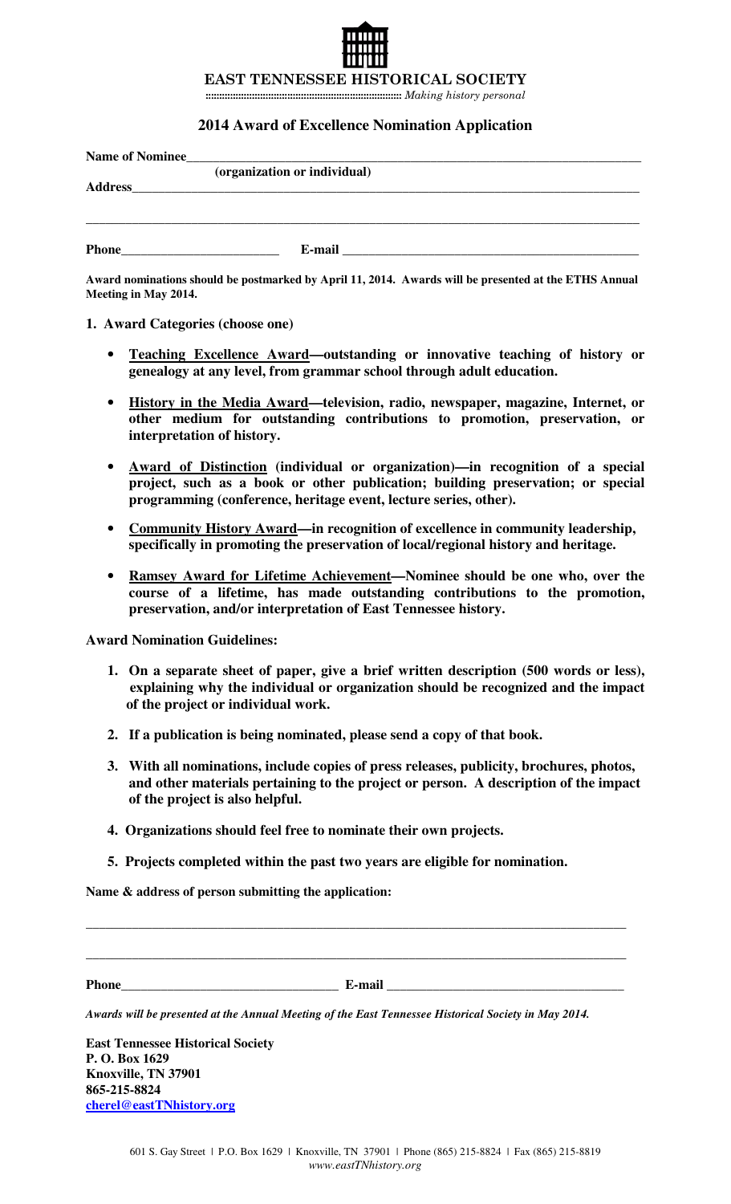**EAST TENNESSEE HISTORICAL SOCIETY**

*Making history personal*

## 2014 Award of Excellence Nomination Application

**Name of Nominee**\_\_\_\_\_\_\_\_\_\_\_\_\_\_\_\_\_\_\_\_\_\_\_\_\_\_\_\_\_\_\_\_\_\_\_\_\_\_\_\_\_\_\_\_\_\_\_\_\_\_\_\_\_\_

**(organization or individual)**

**Address**\_\_\_\_\_\_\_\_\_\_\_\_\_\_\_\_\_\_\_\_\_\_\_\_\_\_\_\_\_\_\_\_\_\_\_\_\_\_\_\_\_\_\_\_\_\_\_\_\_\_\_\_\_\_\_\_\_\_\_\_

\_\_\_\_\_\_\_\_\_\_\_\_\_\_\_\_\_\_\_\_\_\_\_\_\_\_\_\_\_\_\_\_\_\_\_\_\_\_\_\_\_\_\_\_\_\_\_\_\_\_\_\_\_\_\_\_\_\_\_\_\_\_\_\_\_\_\_\_

**Phone**\_\_\_\_\_\_\_\_\_\_\_\_\_\_\_\_\_\_\_\_\_\_\_\_ **E-mail** \_\_\_\_\_\_\_\_\_\_\_\_\_\_\_\_\_\_\_\_\_\_\_\_\_\_\_\_\_\_\_\_\_\_\_\_\_\_\_\_

**Award nominations should be postmarked by April 11, 2014. Awards will be presented at the ETHS Annual Meeting in May 2014.**

**1. Award Categories (choose one)**

- **Teaching Excellence Award—outstanding or innovative teaching of history or genealogy at any level, from grammar school through adult education.**
- **History in the Media Award—television, radio, newspaper, magazine, Internet, or other medium for outstanding contributions to promotion, preservation, or interpretation of history.**
- **Award of Distinction (individual or organization)—in recognition of a special project, such as a book or other publication; building preservation; or special programming (conference, heritage event, lecture series, other).**
- **Community History Award—in recognition of excellence in community leadership, specifically in promoting the preservation of local/regional history and heritage.**
- **Ramsey Award for Lifetime Achievement—Nominee should be one who, over the course of a lifetime, has made outstanding contributions to the promotion, preservation, and/or interpretation of East Tennessee history.**

**Award Nomination Guidelines:**

1. **On a separate sheet of paper, give a brief written description (500 words or less), explaining why the individual or organization should be recognized and the impact of the project or individual work.**
2. **If a publication is being nominated, please send a copy of that book.**
3. **With all nominations, include copies of press releases, publicity, brochures, photos, and other materials pertaining to the project or person. A description of the impact of the project is also helpful.**
4. **Organizations should feel free to nominate their own projects.**
5. **Projects completed within the past two years are eligible for nomination.**

**Name & address of person submitting the application:**

\_\_\_\_\_\_\_\_\_\_\_\_\_\_\_\_\_\_\_\_\_\_\_\_\_\_\_\_\_\_\_\_\_\_\_\_\_\_\_\_\_\_\_\_\_\_\_\_\_\_\_\_\_\_\_\_\_\_\_\_\_\_\_\_\_\_\_\_

\_\_\_\_\_\_\_\_\_\_\_\_\_\_\_\_\_\_\_\_\_\_\_\_\_\_\_\_\_\_\_\_\_\_\_\_\_\_\_\_\_\_\_\_\_\_\_\_\_\_\_\_\_\_\_\_\_\_\_\_\_\_\_\_\_\_\_\_

**Phone**\_\_\_\_\_\_\_\_\_\_\_\_\_\_\_\_\_\_\_\_\_\_\_\_\_\_\_\_\_\_\_\_ **E-mail** \_\_\_\_\_\_\_\_\_\_\_\_\_\_\_\_\_\_\_\_\_\_\_\_\_\_\_\_\_\_\_\_\_\_

***Awards will be presented at the Annual Meeting of the East Tennessee Historical Society in May 2014.***

**East Tennessee Historical Society**
**P. O. Box 1629**
**Knoxville, TN 37901**
**865-215-8824**
**cherel@eastTNhistory.org**

601 S. Gay Street | P.O. Box 1629 | Knoxville, TN 37901 | Phone (865) 215-8824 | Fax (865) 215-8819
*www.eastTNhistory.org*